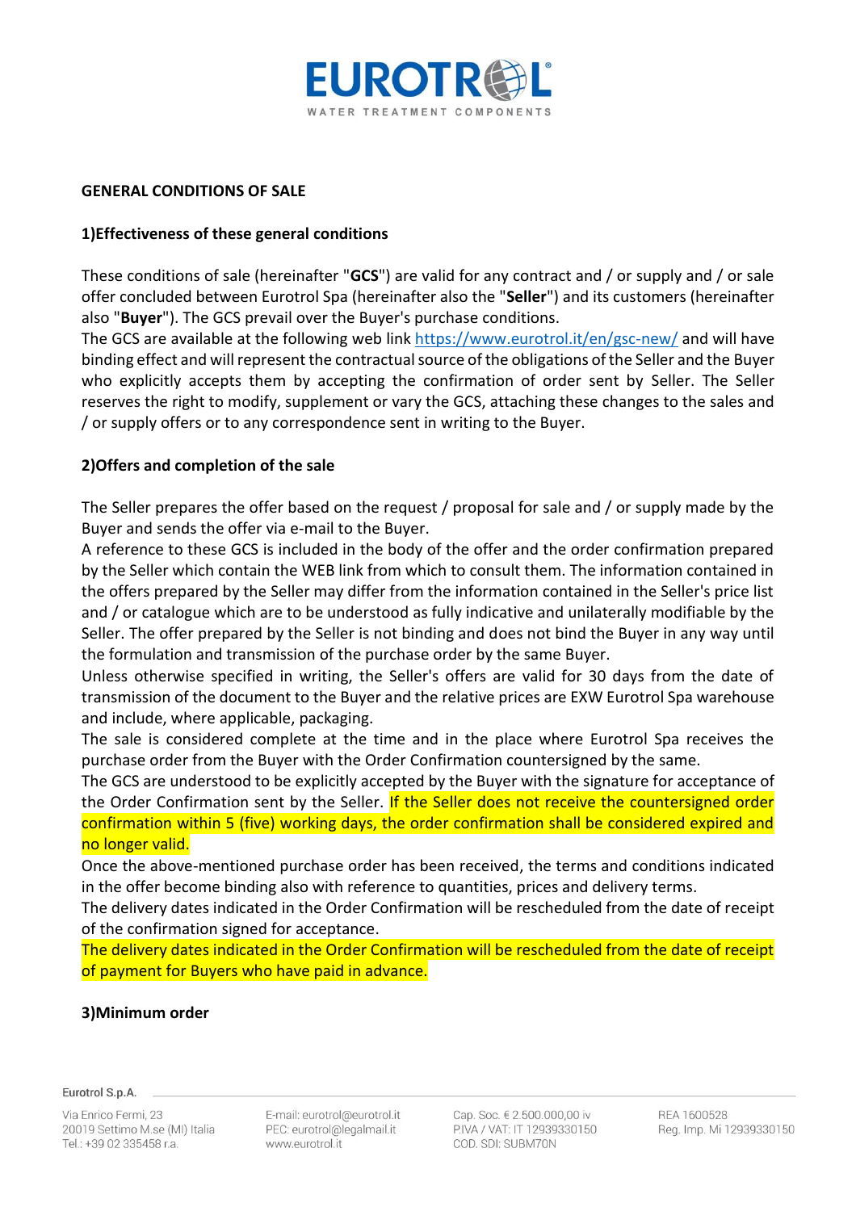## GENERAL CONDITIONS OF SALE

### 1)Effectiveness of these general conditions

These conditions of sale (hereinafter "**GCS**") are valid for any contract and / or supply and / or sale offer concluded between Eurotrol Spa (hereinafter also the "**Seller**") and its customers (hereinafter also "**Buyer**"). The GCS prevail over the Buyer's purchase conditions.
The GCS are available at the following web link [https://www.eurotrol.it/en/gsc-new/](https://www.eurotrol.it/en/gsc-new/) and will have binding effect and will represent the contractual source of the obligations of the Seller and the Buyer who explicitly accepts them by accepting the confirmation of order sent by Seller. The Seller reserves the right to modify, supplement or vary the GCS, attaching these changes to the sales and / or supply offers or to any correspondence sent in writing to the Buyer.

### 2)Offers and completion of the sale

The Seller prepares the offer based on the request / proposal for sale and / or supply made by the Buyer and sends the offer via e-mail to the Buyer.
A reference to these GCS is included in the body of the offer and the order confirmation prepared by the Seller which contain the WEB link from which to consult them. The information contained in the offers prepared by the Seller may differ from the information contained in the Seller's price list and / or catalogue which are to be understood as fully indicative and unilaterally modifiable by the Seller. The offer prepared by the Seller is not binding and does not bind the Buyer in any way until the formulation and transmission of the purchase order by the same Buyer.
Unless otherwise specified in writing, the Seller's offers are valid for 30 days from the date of transmission of the document to the Buyer and the relative prices are EXW Eurotrol Spa warehouse and include, where applicable, packaging.
The sale is considered complete at the time and in the place where Eurotrol Spa receives the purchase order from the Buyer with the Order Confirmation countersigned by the same.
The GCS are understood to be explicitly accepted by the Buyer with the signature for acceptance of the Order Confirmation sent by the Seller. If the Seller does not receive the countersigned order confirmation within 5 (five) working days, the order confirmation shall be considered expired and no longer valid.
Once the above-mentioned purchase order has been received, the terms and conditions indicated in the offer become binding also with reference to quantities, prices and delivery terms.
The delivery dates indicated in the Order Confirmation will be rescheduled from the date of receipt of the confirmation signed for acceptance.
The delivery dates indicated in the Order Confirmation will be rescheduled from the date of receipt of payment for Buyers who have paid in advance.

### 3)Minimum order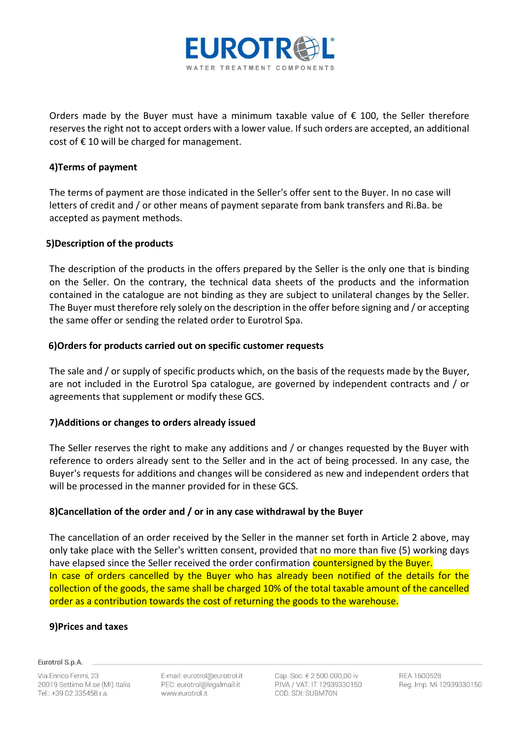Orders made by the Buyer must have a minimum taxable value of € 100, the Seller therefore reserves the right not to accept orders with a lower value. If such orders are accepted, an additional cost of € 10 will be charged for management.

**4)Terms of payment**

The terms of payment are those indicated in the Seller's offer sent to the Buyer. In no case will letters of credit and / or other means of payment separate from bank transfers and Ri.Ba. be accepted as payment methods.

**5)Description of the products**

The description of the products in the offers prepared by the Seller is the only one that is binding on the Seller. On the contrary, the technical data sheets of the products and the information contained in the catalogue are not binding as they are subject to unilateral changes by the Seller. The Buyer must therefore rely solely on the description in the offer before signing and / or accepting the same offer or sending the related order to Eurotrol Spa.

**6)Orders for products carried out on specific customer requests**

The sale and / or supply of specific products which, on the basis of the requests made by the Buyer, are not included in the Eurotrol Spa catalogue, are governed by independent contracts and / or agreements that supplement or modify these GCS.

**7)Additions or changes to orders already issued**

The Seller reserves the right to make any additions and / or changes requested by the Buyer with reference to orders already sent to the Seller and in the act of being processed. In any case, the Buyer's requests for additions and changes will be considered as new and independent orders that will be processed in the manner provided for in these GCS.

**8)Cancellation of the order and / or in any case withdrawal by the Buyer**

The cancellation of an order received by the Seller in the manner set forth in Article 2 above, may only take place with the Seller's written consent, provided that no more than five (5) working days have elapsed since the Seller received the order confirmation countersigned by the Buyer.
In case of orders cancelled by the Buyer who has already been notified of the details for the collection of the goods, the same shall be charged 10% of the total taxable amount of the cancelled order as a contribution towards the cost of returning the goods to the warehouse.

**9)Prices and taxes**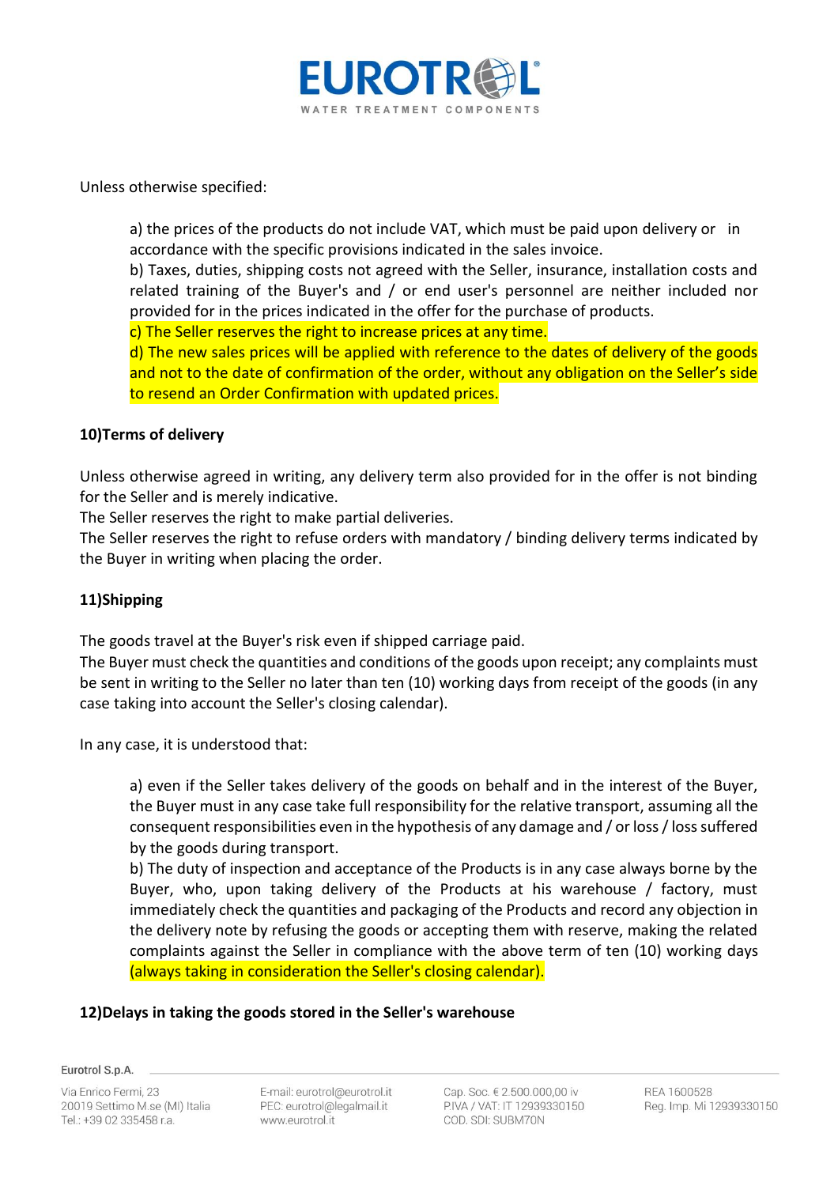Unless otherwise specified:

a) the prices of the products do not include VAT, which must be paid upon delivery or in accordance with the specific provisions indicated in the sales invoice.
b) Taxes, duties, shipping costs not agreed with the Seller, insurance, installation costs and related training of the Buyer's and / or end user's personnel are neither included nor provided for in the prices indicated in the offer for the purchase of products.
c) The Seller reserves the right to increase prices at any time.
d) The new sales prices will be applied with reference to the dates of delivery of the goods and not to the date of confirmation of the order, without any obligation on the Seller's side to resend an Order Confirmation with updated prices.

**10)Terms of delivery**

Unless otherwise agreed in writing, any delivery term also provided for in the offer is not binding for the Seller and is merely indicative.
The Seller reserves the right to make partial deliveries.
The Seller reserves the right to refuse orders with mandatory / binding delivery terms indicated by the Buyer in writing when placing the order.

**11)Shipping**

The goods travel at the Buyer's risk even if shipped carriage paid.
The Buyer must check the quantities and conditions of the goods upon receipt; any complaints must be sent in writing to the Seller no later than ten (10) working days from receipt of the goods (in any case taking into account the Seller's closing calendar).

In any case, it is understood that:

a) even if the Seller takes delivery of the goods on behalf and in the interest of the Buyer, the Buyer must in any case take full responsibility for the relative transport, assuming all the consequent responsibilities even in the hypothesis of any damage and / or loss / loss suffered by the goods during transport.
b) The duty of inspection and acceptance of the Products is in any case always borne by the Buyer, who, upon taking delivery of the Products at his warehouse / factory, must immediately check the quantities and packaging of the Products and record any objection in the delivery note by refusing the goods or accepting them with reserve, making the related complaints against the Seller in compliance with the above term of ten (10) working days (always taking in consideration the Seller's closing calendar).

**12)Delays in taking the goods stored in the Seller's warehouse**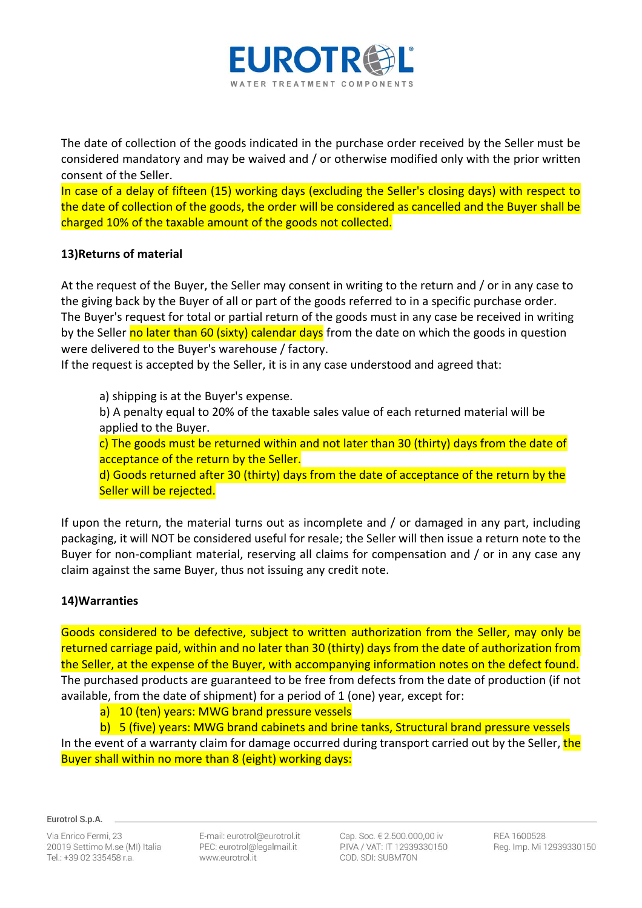The date of collection of the goods indicated in the purchase order received by the Seller must be considered mandatory and may be waived and / or otherwise modified only with the prior written consent of the Seller.

In case of a delay of fifteen (15) working days (excluding the Seller's closing days) with respect to the date of collection of the goods, the order will be considered as cancelled and the Buyer shall be charged 10% of the taxable amount of the goods not collected.

**13)Returns of material**

At the request of the Buyer, the Seller may consent in writing to the return and / or in any case to the giving back by the Buyer of all or part of the goods referred to in a specific purchase order. The Buyer's request for total or partial return of the goods must in any case be received in writing by the Seller no later than 60 (sixty) calendar days from the date on which the goods in question were delivered to the Buyer's warehouse / factory.

If the request is accepted by the Seller, it is in any case understood and agreed that:

a) shipping is at the Buyer's expense.

b) A penalty equal to 20% of the taxable sales value of each returned material will be applied to the Buyer.

c) The goods must be returned within and not later than 30 (thirty) days from the date of acceptance of the return by the Seller.

d) Goods returned after 30 (thirty) days from the date of acceptance of the return by the Seller will be rejected.

If upon the return, the material turns out as incomplete and / or damaged in any part, including packaging, it will NOT be considered useful for resale; the Seller will then issue a return note to the Buyer for non-compliant material, reserving all claims for compensation and / or in any case any claim against the same Buyer, thus not issuing any credit note.

**14)Warranties**

Goods considered to be defective, subject to written authorization from the Seller, may only be returned carriage paid, within and no later than 30 (thirty) days from the date of authorization from the Seller, at the expense of the Buyer, with accompanying information notes on the defect found. The purchased products are guaranteed to be free from defects from the date of production (if not available, from the date of shipment) for a period of 1 (one) year, except for:

a) 10 (ten) years: MWG brand pressure vessels
b) 5 (five) years: MWG brand cabinets and brine tanks, Structural brand pressure vessels

In the event of a warranty claim for damage occurred during transport carried out by the Seller, the Buyer shall within no more than 8 (eight) working days: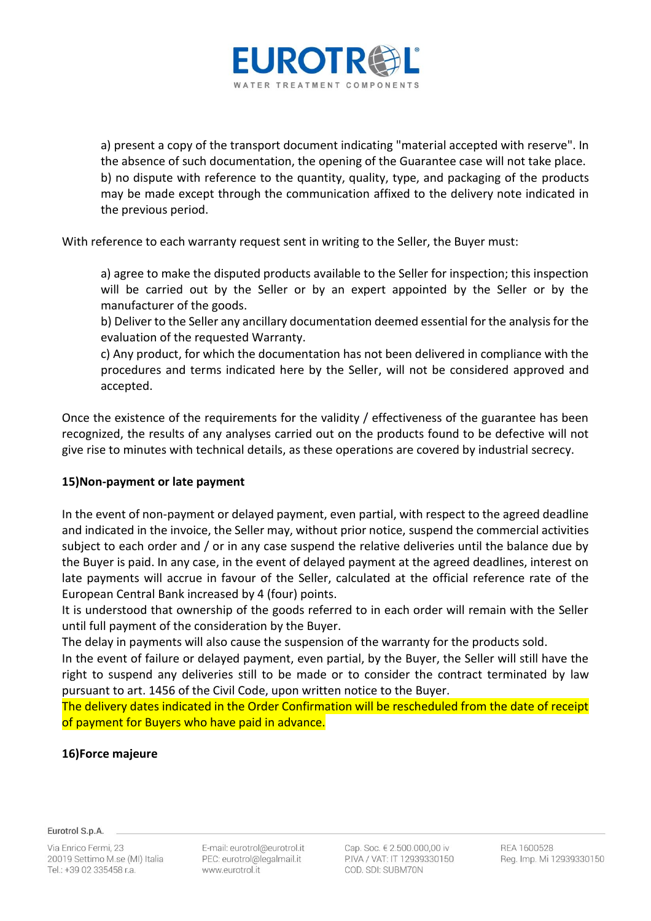a) present a copy of the transport document indicating "material accepted with reserve". In the absence of such documentation, the opening of the Guarantee case will not take place.
b) no dispute with reference to the quantity, quality, type, and packaging of the products may be made except through the communication affixed to the delivery note indicated in the previous period.

With reference to each warranty request sent in writing to the Seller, the Buyer must:

a) agree to make the disputed products available to the Seller for inspection; this inspection will be carried out by the Seller or by an expert appointed by the Seller or by the manufacturer of the goods.
b) Deliver to the Seller any ancillary documentation deemed essential for the analysis for the evaluation of the requested Warranty.
c) Any product, for which the documentation has not been delivered in compliance with the procedures and terms indicated here by the Seller, will not be considered approved and accepted.

Once the existence of the requirements for the validity / effectiveness of the guarantee has been recognized, the results of any analyses carried out on the products found to be defective will not give rise to minutes with technical details, as these operations are covered by industrial secrecy.

**15)Non-payment or late payment**

In the event of non-payment or delayed payment, even partial, with respect to the agreed deadline and indicated in the invoice, the Seller may, without prior notice, suspend the commercial activities subject to each order and / or in any case suspend the relative deliveries until the balance due by the Buyer is paid. In any case, in the event of delayed payment at the agreed deadlines, interest on late payments will accrue in favour of the Seller, calculated at the official reference rate of the European Central Bank increased by 4 (four) points.
It is understood that ownership of the goods referred to in each order will remain with the Seller until full payment of the consideration by the Buyer.
The delay in payments will also cause the suspension of the warranty for the products sold.
In the event of failure or delayed payment, even partial, by the Buyer, the Seller will still have the right to suspend any deliveries still to be made or to consider the contract terminated by law pursuant to art. 1456 of the Civil Code, upon written notice to the Buyer.
The delivery dates indicated in the Order Confirmation will be rescheduled from the date of receipt of payment for Buyers who have paid in advance.

**16)Force majeure**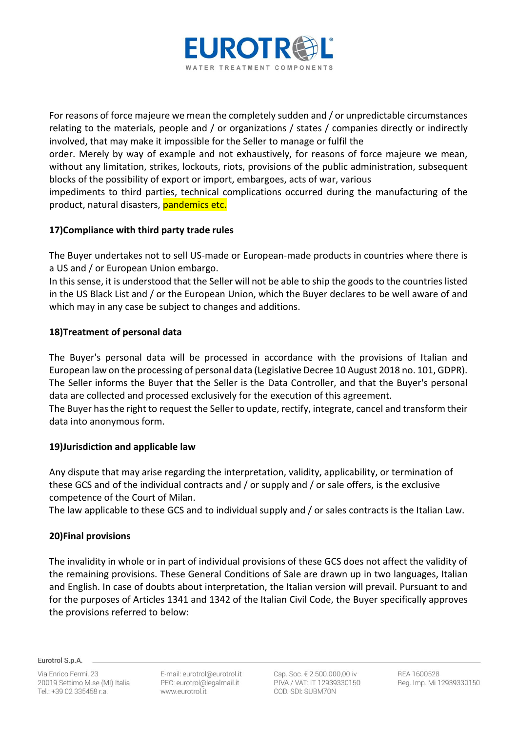For reasons of force majeure we mean the completely sudden and / or unpredictable circumstances relating to the materials, people and / or organizations / states / companies directly or indirectly involved, that may make it impossible for the Seller to manage or fulfil the order. Merely by way of example and not exhaustively, for reasons of force majeure we mean, without any limitation, strikes, lockouts, riots, provisions of the public administration, subsequent blocks of the possibility of export or import, embargoes, acts of war, various impediments to third parties, technical complications occurred during the manufacturing of the product, natural disasters, pandemics etc.

**17)Compliance with third party trade rules**

The Buyer undertakes not to sell US-made or European-made products in countries where there is a US and / or European Union embargo.
In this sense, it is understood that the Seller will not be able to ship the goods to the countries listed in the US Black List and / or the European Union, which the Buyer declares to be well aware of and which may in any case be subject to changes and additions.

**18)Treatment of personal data**

The Buyer's personal data will be processed in accordance with the provisions of Italian and European law on the processing of personal data (Legislative Decree 10 August 2018 no. 101, GDPR). The Seller informs the Buyer that the Seller is the Data Controller, and that the Buyer's personal data are collected and processed exclusively for the execution of this agreement.
The Buyer has the right to request the Seller to update, rectify, integrate, cancel and transform their data into anonymous form.

**19)Jurisdiction and applicable law**

Any dispute that may arise regarding the interpretation, validity, applicability, or termination of these GCS and of the individual contracts and / or supply and / or sale offers, is the exclusive competence of the Court of Milan.
The law applicable to these GCS and to individual supply and / or sales contracts is the Italian Law.

**20)Final provisions**

The invalidity in whole or in part of individual provisions of these GCS does not affect the validity of the remaining provisions. These General Conditions of Sale are drawn up in two languages, Italian and English. In case of doubts about interpretation, the Italian version will prevail. Pursuant to and for the purposes of Articles 1341 and 1342 of the Italian Civil Code, the Buyer specifically approves the provisions referred to below: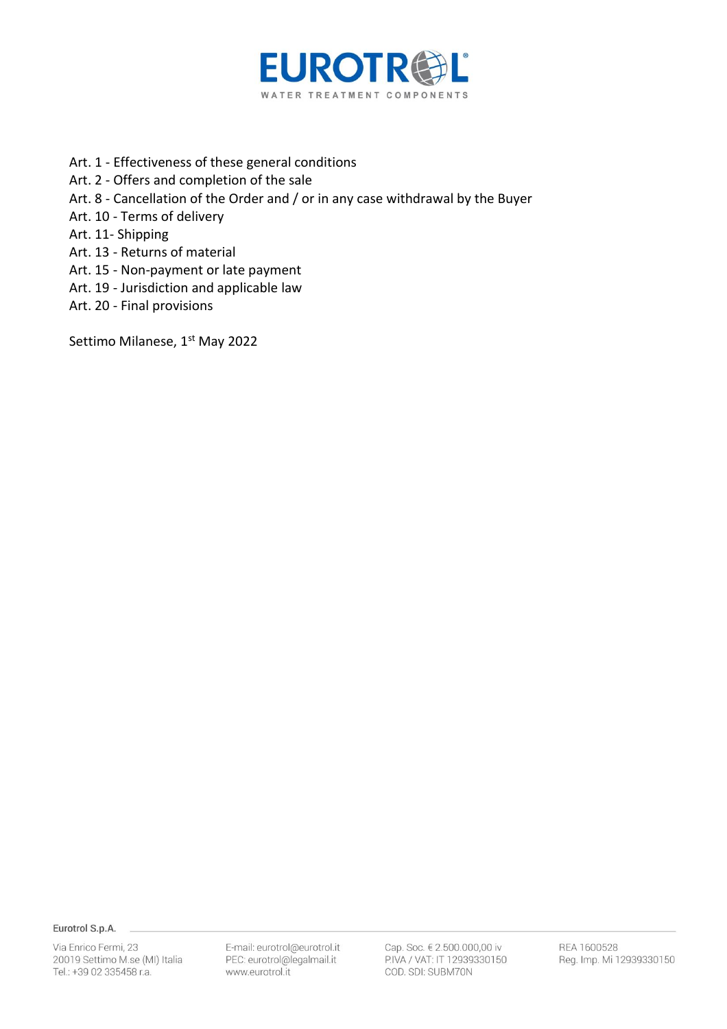Art. 1 - Effectiveness of these general conditions
Art. 2 - Offers and completion of the sale
Art. 8 - Cancellation of the Order and / or in any case withdrawal by the Buyer
Art. 10 - Terms of delivery
Art. 11- Shipping
Art. 13 - Returns of material
Art. 15 - Non-payment or late payment
Art. 19 - Jurisdiction and applicable law
Art. 20 - Final provisions

Settimo Milanese, 1st May 2022